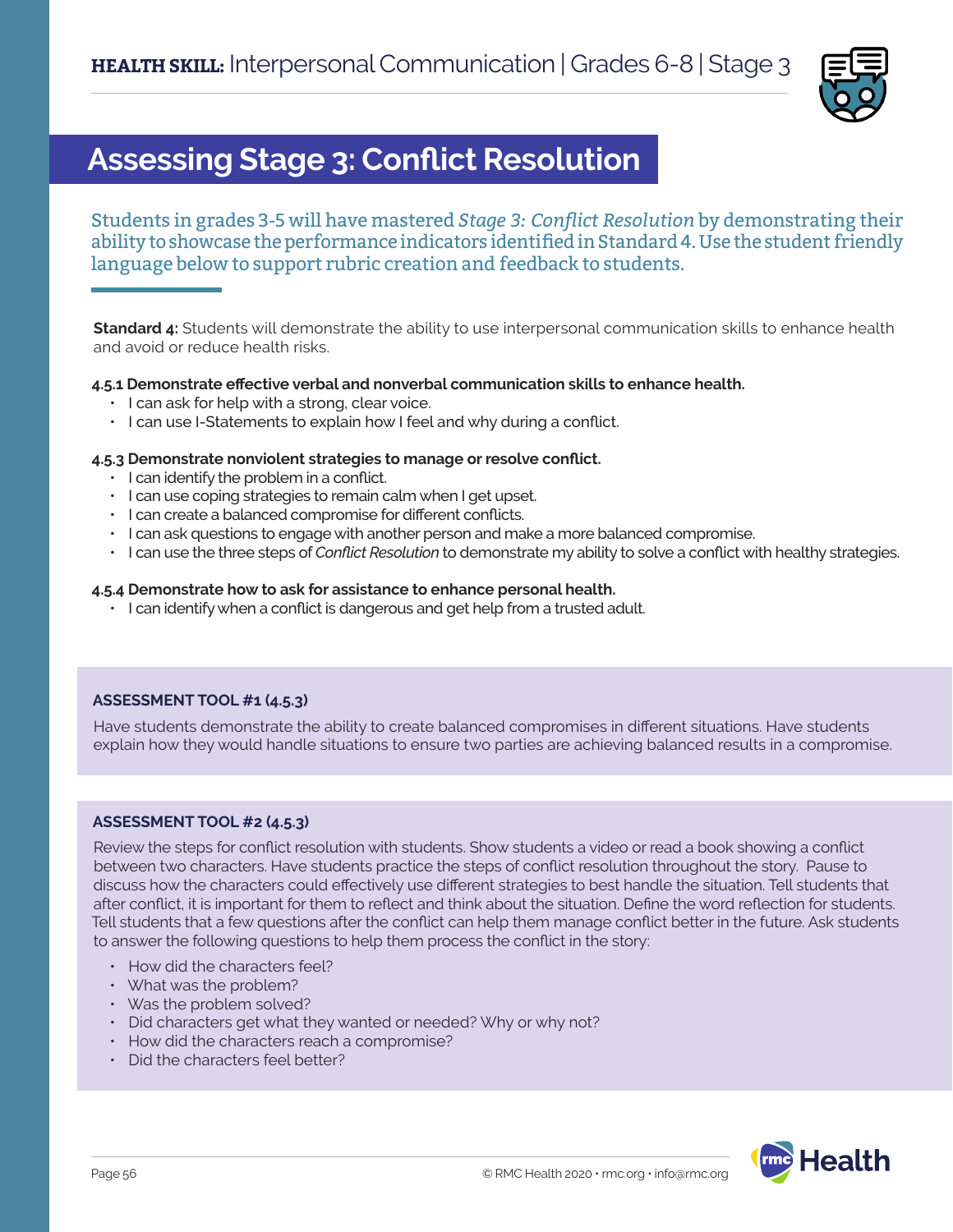**HEALTH SKILL:** Interpersonal Communication | Grades 6-8 | Stage 3

# Assessing Stage 3: Conflict Resolution

Students in grades 3-5 will have mastered *Stage 3: Conflict Resolution* by demonstrating their ability to showcase the performance indicators identified in Standard 4. Use the student friendly language below to support rubric creation and feedback to students.

**Standard 4:** Students will demonstrate the ability to use interpersonal communication skills to enhance health and avoid or reduce health risks.

**4.5.1 Demonstrate effective verbal and nonverbal communication skills to enhance health.**

- I can ask for help with a strong, clear voice.
- I can use I-Statements to explain how I feel and why during a conflict.

**4.5.3 Demonstrate nonviolent strategies to manage or resolve conflict.**

- I can identify the problem in a conflict.
- I can use coping strategies to remain calm when I get upset.
- I can create a balanced compromise for different conflicts.
- I can ask questions to engage with another person and make a more balanced compromise.
- I can use the three steps of *Conflict Resolution* to demonstrate my ability to solve a conflict with healthy strategies.

**4.5.4 Demonstrate how to ask for assistance to enhance personal health.**

- I can identify when a conflict is dangerous and get help from a trusted adult.

**ASSESSMENT TOOL #1 (4.5.3)**

Have students demonstrate the ability to create balanced compromises in different situations. Have students explain how they would handle situations to ensure two parties are achieving balanced results in a compromise.

**ASSESSMENT TOOL #2 (4.5.3)**

Review the steps for conflict resolution with students. Show students a video or read a book showing a conflict between two characters. Have students practice the steps of conflict resolution throughout the story. Pause to discuss how the characters could effectively use different strategies to best handle the situation. Tell students that after conflict, it is important for them to reflect and think about the situation. Define the word reflection for students. Tell students that a few questions after the conflict can help them manage conflict better in the future. Ask students to answer the following questions to help them process the conflict in the story:

- How did the characters feel?
- What was the problem?
- Was the problem solved?
- Did characters get what they wanted or needed? Why or why not?
- How did the characters reach a compromise?
- Did the characters feel better?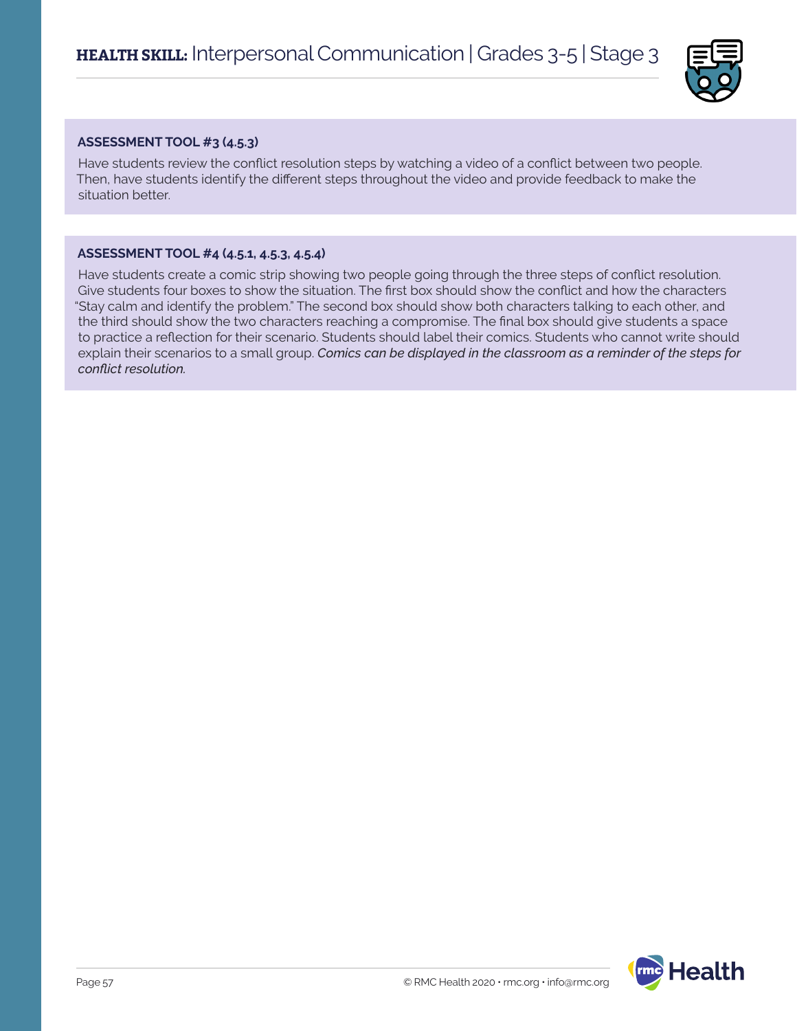### ASSESSMENT TOOL #3 (4.5.3)

Have students review the conflict resolution steps by watching a video of a conflict between two people. Then, have students identify the different steps throughout the video and provide feedback to make the situation better.

### ASSESSMENT TOOL #4 (4.5.1, 4.5.3, 4.5.4)

Have students create a comic strip showing two people going through the three steps of conflict resolution. Give students four boxes to show the situation. The first box should show the conflict and how the characters "Stay calm and identify the problem." The second box should show both characters talking to each other, and the third should show the two characters reaching a compromise. The final box should give students a space to practice a reflection for their scenario. Students should label their comics. Students who cannot write should explain their scenarios to a small group. *Comics can be displayed in the classroom as a reminder of the steps for conflict resolution.*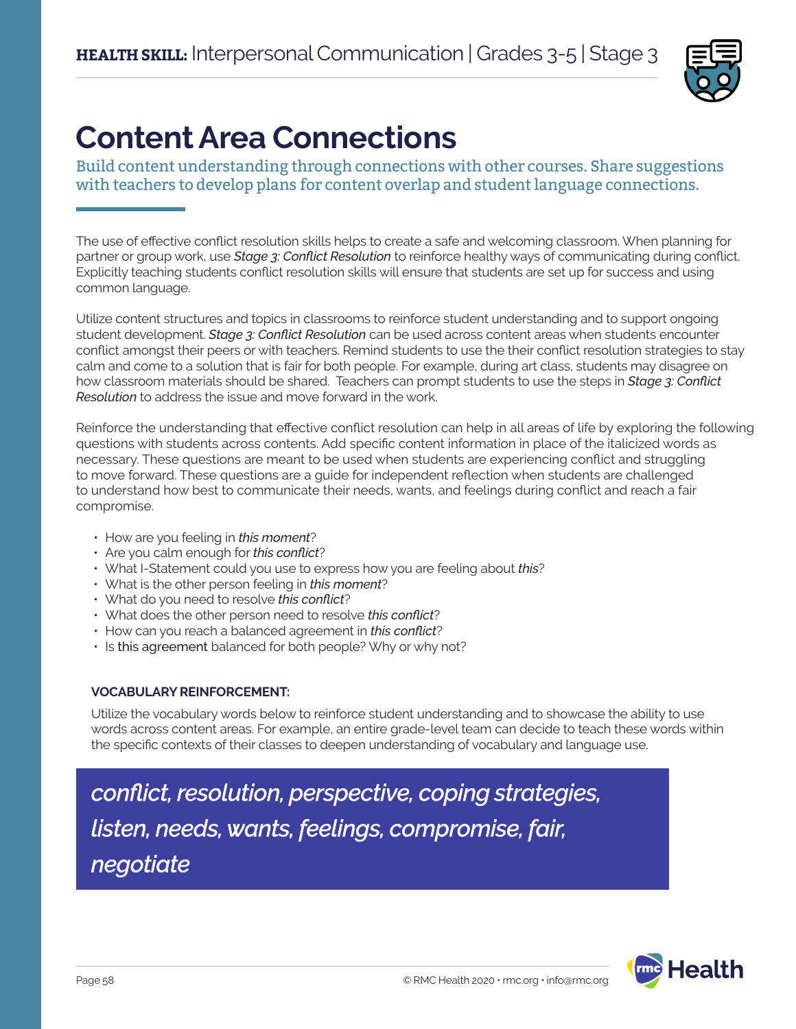**HEALTH SKILL:** Interpersonal Communication | Grades 3-5 | Stage 3

# Content Area Connections

Build content understanding through connections with other courses. Share suggestions with teachers to develop plans for content overlap and student language connections.

The use of effective conflict resolution skills helps to create a safe and welcoming classroom. When planning for partner or group work, use *Stage 3: Conflict Resolution* to reinforce healthy ways of communicating during conflict. Explicitly teaching students conflict resolution skills will ensure that students are set up for success and using common language.

Utilize content structures and topics in classrooms to reinforce student understanding and to support ongoing student development. *Stage 3: Conflict Resolution* can be used across content areas when students encounter conflict amongst their peers or with teachers. Remind students to use the their conflict resolution strategies to stay calm and come to a solution that is fair for both people. For example, during art class, students may disagree on how classroom materials should be shared. Teachers can prompt students to use the steps in *Stage 3: Conflict Resolution* to address the issue and move forward in the work.

Reinforce the understanding that effective conflict resolution can help in all areas of life by exploring the following questions with students across contents. Add specific content information in place of the italicized words as necessary. These questions are meant to be used when students are experiencing conflict and struggling to move forward. These questions are a guide for independent reflection when students are challenged to understand how best to communicate their needs, wants, and feelings during conflict and reach a fair compromise.

- How are you feeling in *this moment*?
- Are you calm enough for *this conflict*?
- What I-Statement could you use to express how you are feeling about *this*?
- What is the other person feeling in *this moment*?
- What do you need to resolve *this conflict*?
- What does the other person need to resolve *this conflict*?
- How can you reach a balanced agreement in *this conflict*?
- Is this agreement balanced for both people? Why or why not?

**VOCABULARY REINFORCEMENT:**

Utilize the vocabulary words below to reinforce student understanding and to showcase the ability to use words across content areas. For example, an entire grade-level team can decide to teach these words within the specific contexts of their classes to deepen understanding of vocabulary and language use.

***conflict, resolution, perspective, coping strategies, listen, needs, wants, feelings, compromise, fair, negotiate***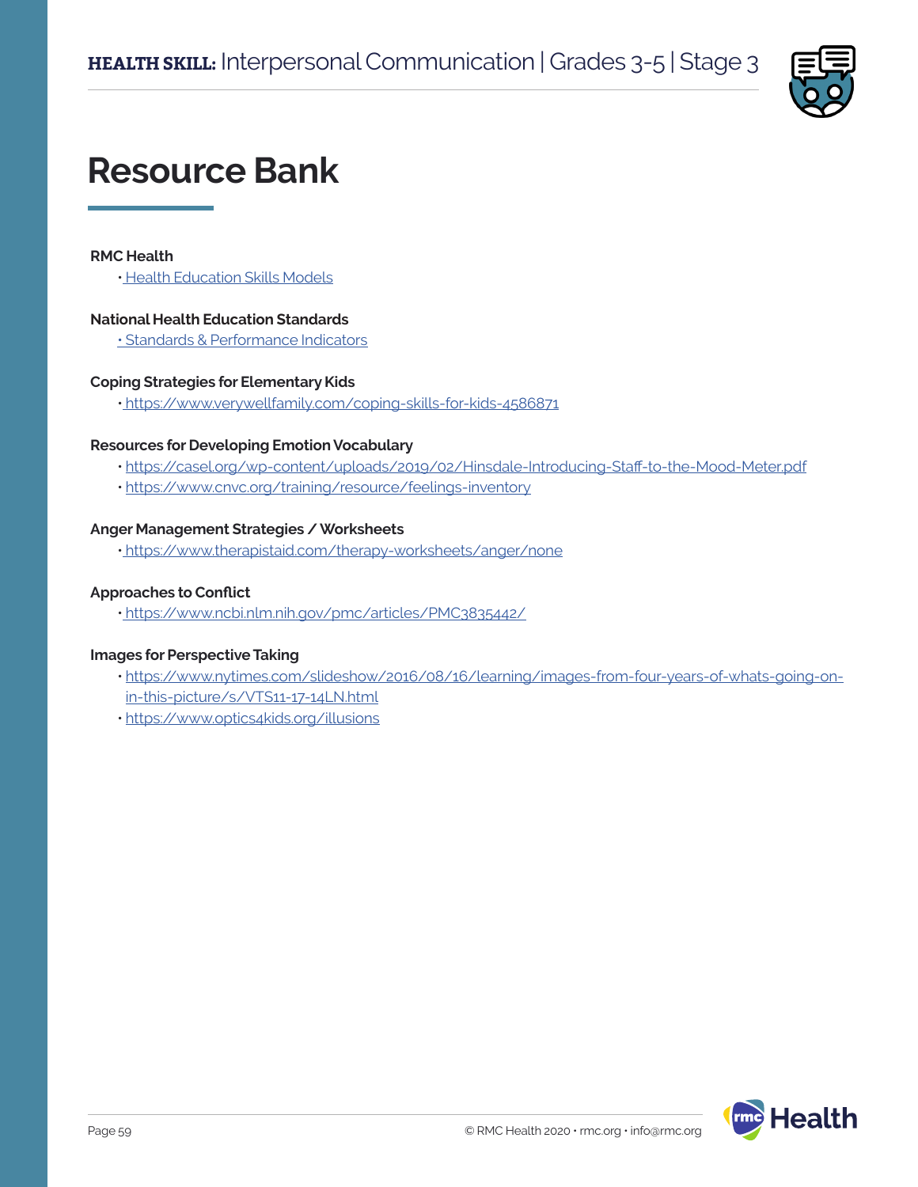# Resource Bank

**RMC Health**

- Health Education Skills Models

**National Health Education Standards**

- Standards & Performance Indicators

**Coping Strategies for Elementary Kids**

- https://www.verywellfamily.com/coping-skills-for-kids-4586871

**Resources for Developing Emotion Vocabulary**

- https://casel.org/wp-content/uploads/2019/02/Hinsdale-Introducing-Staff-to-the-Mood-Meter.pdf
- https://www.cnvc.org/training/resource/feelings-inventory

**Anger Management Strategies / Worksheets**

- https://www.therapistaid.com/therapy-worksheets/anger/none

**Approaches to Conflict**

- https://www.ncbi.nlm.nih.gov/pmc/articles/PMC3835442/

**Images for Perspective Taking**

- https://www.nytimes.com/slideshow/2016/08/16/learning/images-from-four-years-of-whats-going-on-in-this-picture/s/VTS11-17-14LN.html
- https://www.optics4kids.org/illusions